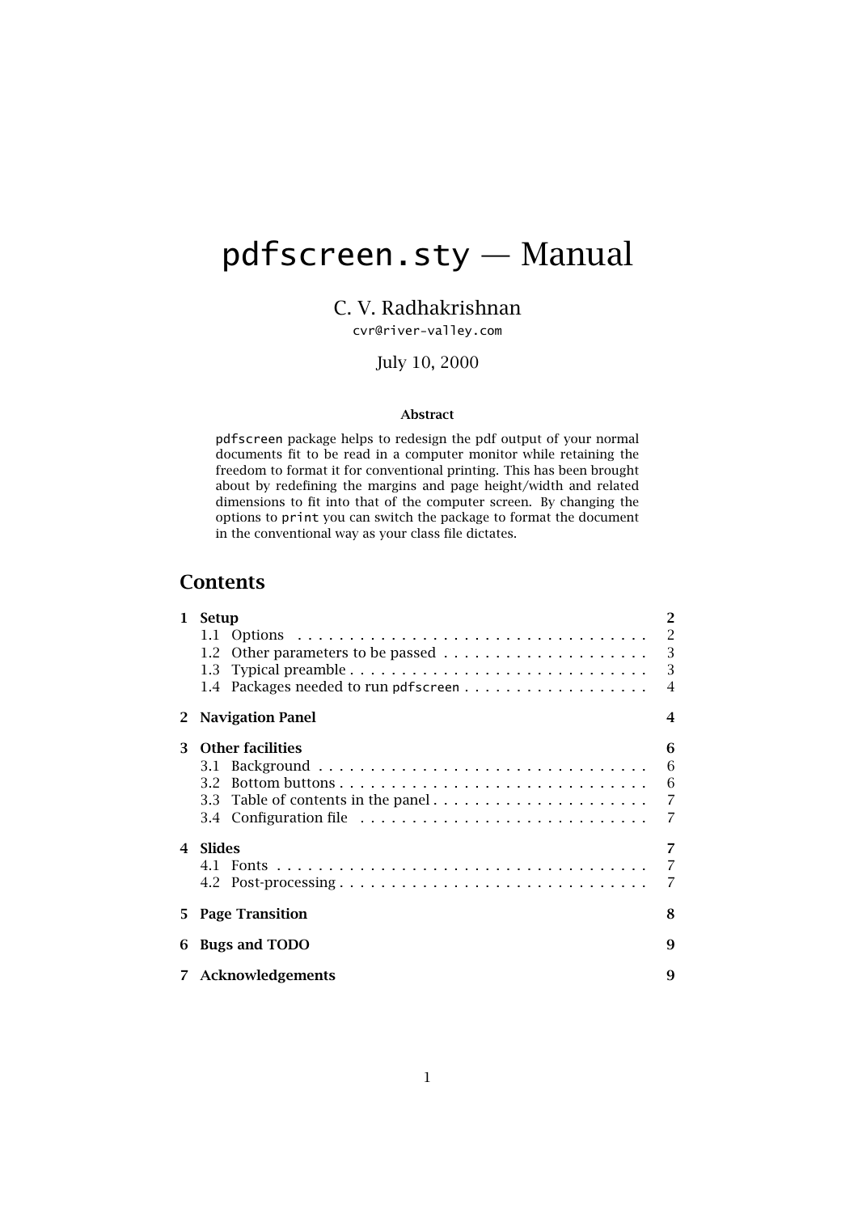# pdfscreen.sty — Manual

C. V. Radhakrishnan

cvr@river-valley.com

July 10, 2000

**Abstract**

pdfscreen package helps to redesign the pdf output of your normal documents fit to be read in a computer monitor while retaining the freedom to format it for conventional printing. This has been brought about by redefining the margins and page height/width and related dimensions to fit into that of the computer screen. By changing the options to print you can switch the package to format the document in the conventional way as your class file dictates.

## Contents

- **1 Setup** — 2
  - 1.1 Options — 2
  - 1.2 Other parameters to be passed — 3
  - 1.3 Typical preamble — 3
  - 1.4 Packages needed to run pdfscreen — 4
- **2 Navigation Panel** — 4
- **3 Other facilities** — 6
  - 3.1 Background — 6
  - 3.2 Bottom buttons — 6
  - 3.3 Table of contents in the panel — 7
  - 3.4 Configuration file — 7
- **4 Slides** — 7
  - 4.1 Fonts — 7
  - 4.2 Post-processing — 7
- **5 Page Transition** — 8
- **6 Bugs and TODO** — 9
- **7 Acknowledgements** — 9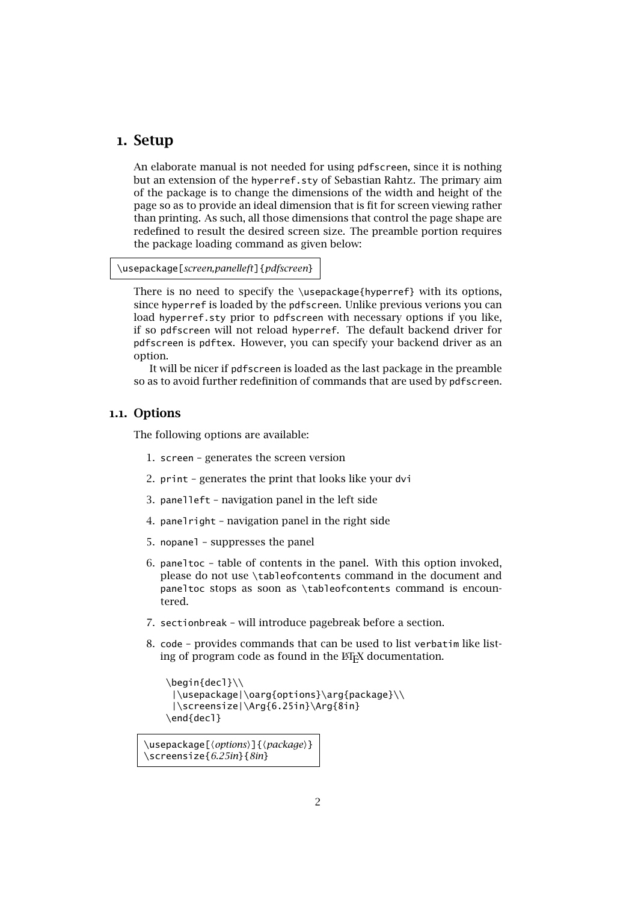# 1. Setup

An elaborate manual is not needed for using `pdfscreen`, since it is nothing but an extension of the `hyperref.sty` of Sebastian Rahtz. The primary aim of the package is to change the dimensions of the width and height of the page so as to provide an ideal dimension that is fit for screen viewing rather than printing. As such, all those dimensions that control the page shape are redefined to result the desired screen size. The preamble portion requires the package loading command as given below:

```
\usepackage[screen,panelleft]{pdfscreen}
```

There is no need to specify the `\usepackage{hyperref}` with its options, since `hyperref` is loaded by the `pdfscreen`. Unlike previous verions you can load `hyperref.sty` prior to `pdfscreen` with necessary options if you like, if so `pdfscreen` will not reload `hyperref`. The default backend driver for `pdfscreen` is `pdftex`. However, you can specify your backend driver as an option.

It will be nicer if `pdfscreen` is loaded as the last package in the preamble so as to avoid further redefinition of commands that are used by `pdfscreen`.

## 1.1. Options

The following options are available:

1. `screen` – generates the screen version
2. `print` – generates the print that looks like your `dvi`
3. `panelleft` – navigation panel in the left side
4. `panelright` – navigation panel in the right side
5. `nopanel` – suppresses the panel
6. `paneltoc` – table of contents in the panel. With this option invoked, please do not use `\tableofcontents` command in the document and `paneltoc` stops as soon as `\tableofcontents` command is encountered.
7. `sectionbreak` – will introduce pagebreak before a section.
8. `code` – provides commands that can be used to list `verbatim` like listing of program code as found in the LaTeX documentation.

   ```
   \begin{decl}\\
    |\usepackage|\oarg{options}\arg{package}\\
    |\screensize|\Arg{6.25in}\Arg{8in}
   \end{decl}
   ```

   ```
   \usepackage[⟨options⟩]{⟨package⟩}
   \screensize{6.25in}{8in}
   ```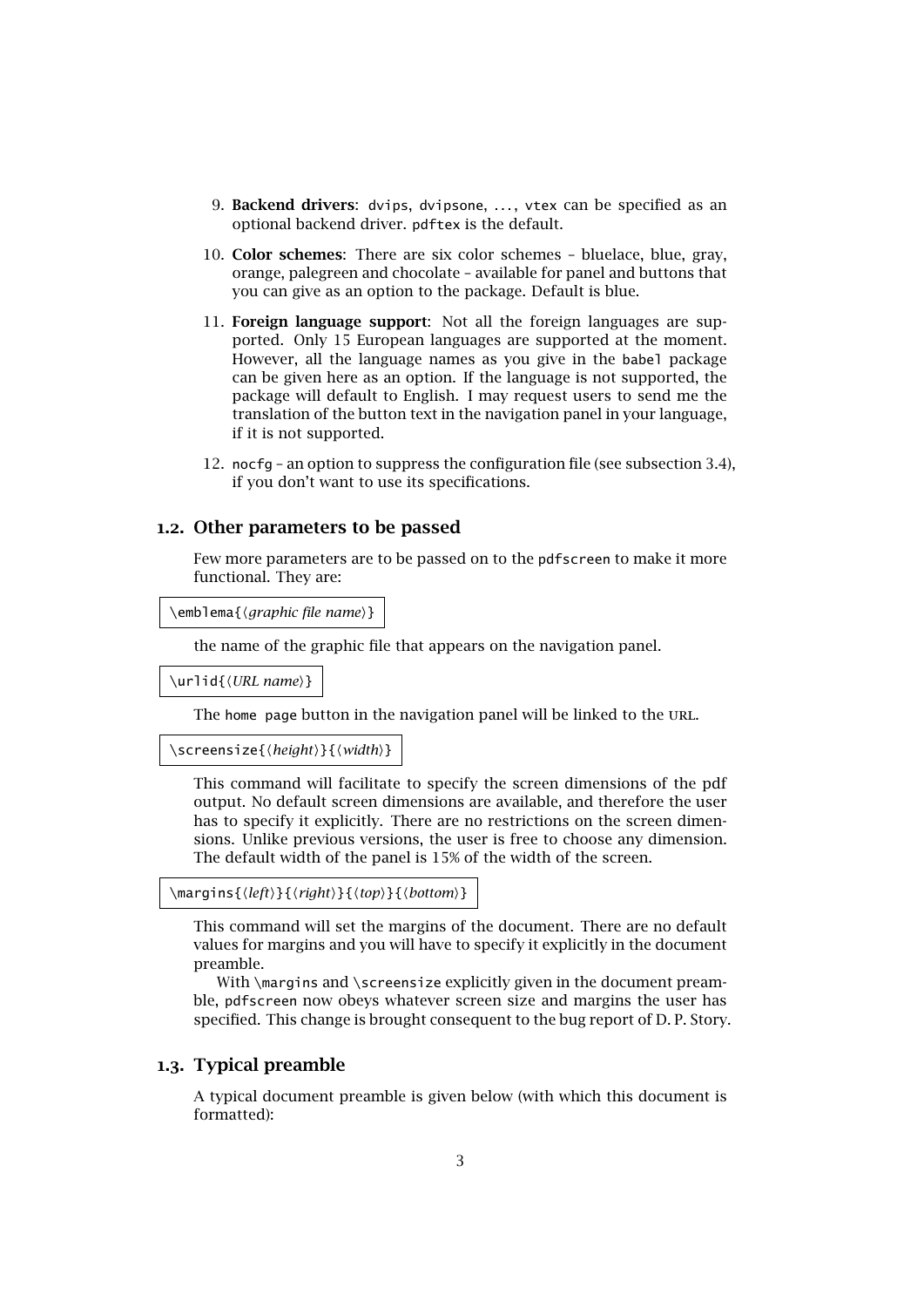9. **Backend drivers**: `dvips`, `dvipsone`, ..., `vtex` can be specified as an optional backend driver. `pdftex` is the default.

10. **Color schemes**: There are six color schemes – bluelace, blue, gray, orange, palegreen and chocolate – available for panel and buttons that you can give as an option to the package. Default is blue.

11. **Foreign language support**: Not all the foreign languages are supported. Only 15 European languages are supported at the moment. However, all the language names as you give in the `babel` package can be given here as an option. If the language is not supported, the package will default to English. I may request users to send me the translation of the button text in the navigation panel in your language, if it is not supported.

12. `nocfg` – an option to suppress the configuration file (see subsection 3.4), if you don't want to use its specifications.

## 1.2. Other parameters to be passed

Few more parameters are to be passed on to the `pdfscreen` to make it more functional. They are:

```
\emblema{⟨graphic file name⟩}
```

the name of the graphic file that appears on the navigation panel.

```
\urlid{⟨URL name⟩}
```

The `home page` button in the navigation panel will be linked to the URL.

```
\screensize{⟨height⟩}{⟨width⟩}
```

This command will facilitate to specify the screen dimensions of the pdf output. No default screen dimensions are available, and therefore the user has to specify it explicitly. There are no restrictions on the screen dimensions. Unlike previous versions, the user is free to choose any dimension. The default width of the panel is 15% of the width of the screen.

```
\margins{⟨left⟩}{⟨right⟩}{⟨top⟩}{⟨bottom⟩}
```

This command will set the margins of the document. There are no default values for margins and you will have to specify it explicitly in the document preamble.

With `\margins` and `\screensize` explicitly given in the document preamble, `pdfscreen` now obeys whatever screen size and margins the user has specified. This change is brought consequent to the bug report of D. P. Story.

## 1.3. Typical preamble

A typical document preamble is given below (with which this document is formatted):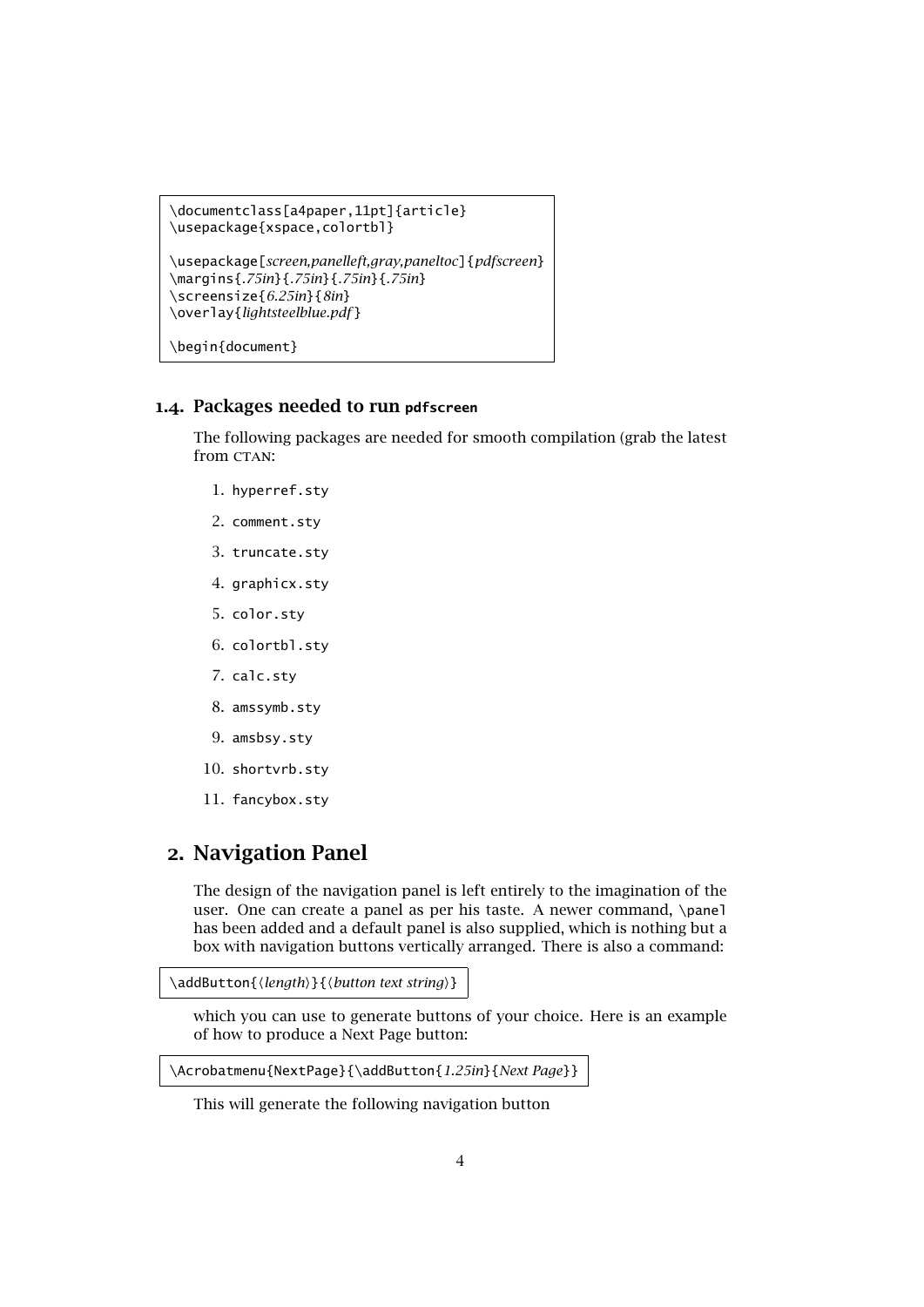```
\documentclass[a4paper,11pt]{article}
\usepackage{xspace,colortbl}

\usepackage[screen,panelleft,gray,paneltoc]{pdfscreen}
\margins{.75in}{.75in}{.75in}{.75in}
\screensize{6.25in}{8in}
\overlay{lightsteelblue.pdf}

\begin{document}
```

### 1.4. Packages needed to run `pdfscreen`

The following packages are needed for smooth compilation (grab the latest from CTAN:

1. `hyperref.sty`
2. `comment.sty`
3. `truncate.sty`
4. `graphicx.sty`
5. `color.sty`
6. `colortbl.sty`
7. `calc.sty`
8. `amssymb.sty`
9. `amsbsy.sty`
10. `shortvrb.sty`
11. `fancybox.sty`

## 2. Navigation Panel

The design of the navigation panel is left entirely to the imagination of the user. One can create a panel as per his taste. A newer command, `\panel` has been added and a default panel is also supplied, which is nothing but a box with navigation buttons vertically arranged. There is also a command:

```
\addButton{⟨length⟩}{⟨button text string⟩}
```

which you can use to generate buttons of your choice. Here is an example of how to produce a Next Page button:

```
\Acrobatmenu{NextPage}{\addButton{1.25in}{Next Page}}
```

This will generate the following navigation button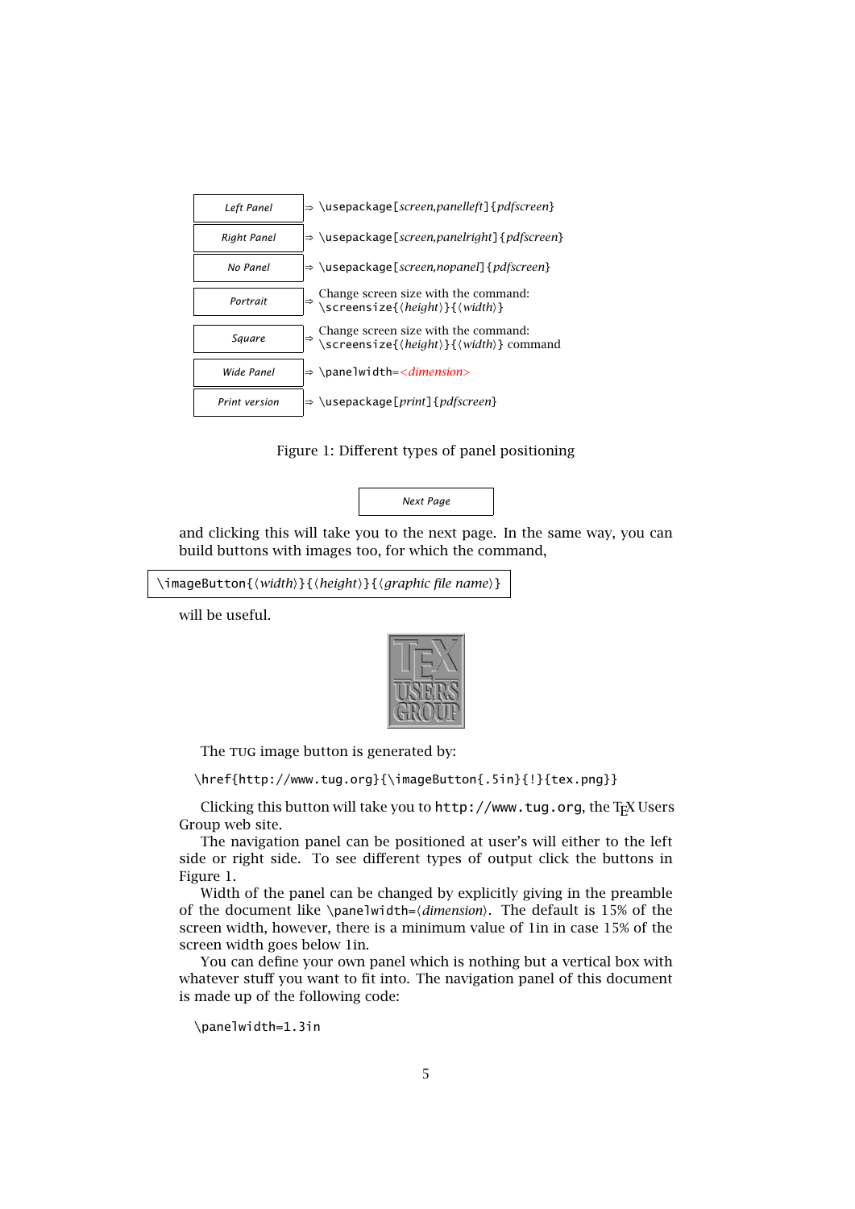| | | |
|---|---|---|
| Left Panel | ⇒ | \usepackage[*screen,panelleft*]{*pdfscreen*} |
| Right Panel | ⇒ | \usepackage[*screen,panelright*]{*pdfscreen*} |
| No Panel | ⇒ | \usepackage[*screen,nopanel*]{*pdfscreen*} |
| Portrait | ⇒ | Change screen size with the command: \screensize{⟨*height*⟩}{⟨*width*⟩} |
| Square | ⇒ | Change screen size with the command: \screensize{⟨*height*⟩}{⟨*width*⟩} command |
| Wide Panel | ⇒ | \panelwidth=<*dimension*> |
| Print version | ⇒ | \usepackage[*print*]{*pdfscreen*} |

Figure 1: Different types of panel positioning

Next Page

and clicking this will take you to the next page. In the same way, you can build buttons with images too, for which the command,

```
\imageButton{⟨width⟩}{⟨height⟩}{⟨graphic file name⟩}
```

will be useful.

The TUG image button is generated by:

```
\href{http://www.tug.org}{\imageButton{.5in}{!}{tex.png}}
```

Clicking this button will take you to `http://www.tug.org`, the TEX Users Group web site.

The navigation panel can be positioned at user's will either to the left side or right side. To see different types of output click the buttons in Figure 1.

Width of the panel can be changed by explicitly giving in the preamble of the document like \panelwidth=⟨*dimension*⟩. The default is 15% of the screen width, however, there is a minimum value of 1in in case 15% of the screen width goes below 1in.

You can define your own panel which is nothing but a vertical box with whatever stuff you want to fit into. The navigation panel of this document is made up of the following code:

```
\panelwidth=1.3in
```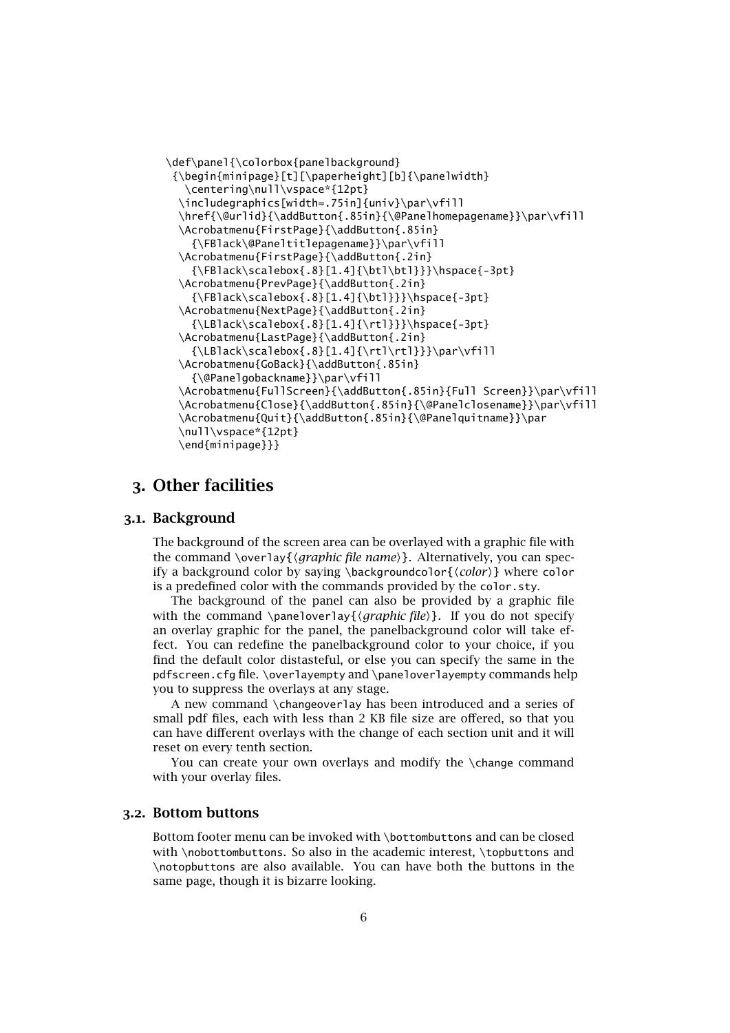```
\def\panel{\colorbox{panelbackground}
 {\begin{minipage}[t][\paperheight][b]{\panelwidth}
   \centering\null\vspace*{12pt}
  \includegraphics[width=.75in]{univ}\par\vfill
  \href{\@urlid}{\addButton{.85in}{\@Panelhomepagename}}\par\vfill
  \Acrobatmenu{FirstPage}{\addButton{.85in}
    {\FBlack\@Paneltitlepagename}}\par\vfill
  \Acrobatmenu{FirstPage}{\addButton{.2in}
    {\FBlack\scalebox{.8}[1.4]{\btl\btl}}}\hspace{-3pt}
  \Acrobatmenu{PrevPage}{\addButton{.2in}
    {\FBlack\scalebox{.8}[1.4]{\btl}}}\hspace{-3pt}
  \Acrobatmenu{NextPage}{\addButton{.2in}
    {\LBlack\scalebox{.8}[1.4]{\rtl}}}\hspace{-3pt}
  \Acrobatmenu{LastPage}{\addButton{.2in}
    {\LBlack\scalebox{.8}[1.4]{\rtl\rtl}}}\par\vfill
  \Acrobatmenu{GoBack}{\addButton{.85in}
    {\@Panelgobackname}}\par\vfill
  \Acrobatmenu{FullScreen}{\addButton{.85in}{Full Screen}}\par\vfill
  \Acrobatmenu{Close}{\addButton{.85in}{\@Panelclosename}}\par\vfill
  \Acrobatmenu{Quit}{\addButton{.85in}{\@Panelquitname}}\par
  \null\vspace*{12pt}
  \end{minipage}}}
```

## 3. Other facilities

### 3.1. Background

The background of the screen area can be overlayed with a graphic file with the command `\overlay{`⟨*graphic file name*⟩`}`. Alternatively, you can specify a background color by saying `\backgroundcolor{`⟨*color*⟩`}` where `color` is a predefined color with the commands provided by the `color.sty`.

The background of the panel can also be provided by a graphic file with the command `\paneloverlay{`⟨*graphic file*⟩`}`. If you do not specify an overlay graphic for the panel, the panelbackground color will take effect. You can redefine the panelbackground color to your choice, if you find the default color distasteful, or else you can specify the same in the `pdfscreen.cfg` file. `\overlayempty` and `\paneloverlayempty` commands help you to suppress the overlays at any stage.

A new command `\changeoverlay` has been introduced and a series of small pdf files, each with less than 2 KB file size are offered, so that you can have different overlays with the change of each section unit and it will reset on every tenth section.

You can create your own overlays and modify the `\change` command with your overlay files.

### 3.2. Bottom buttons

Bottom footer menu can be invoked with `\bottombuttons` and can be closed with `\nobottombuttons`. So also in the academic interest, `\topbuttons` and `\notopbuttons` are also available. You can have both the buttons in the same page, though it is bizarre looking.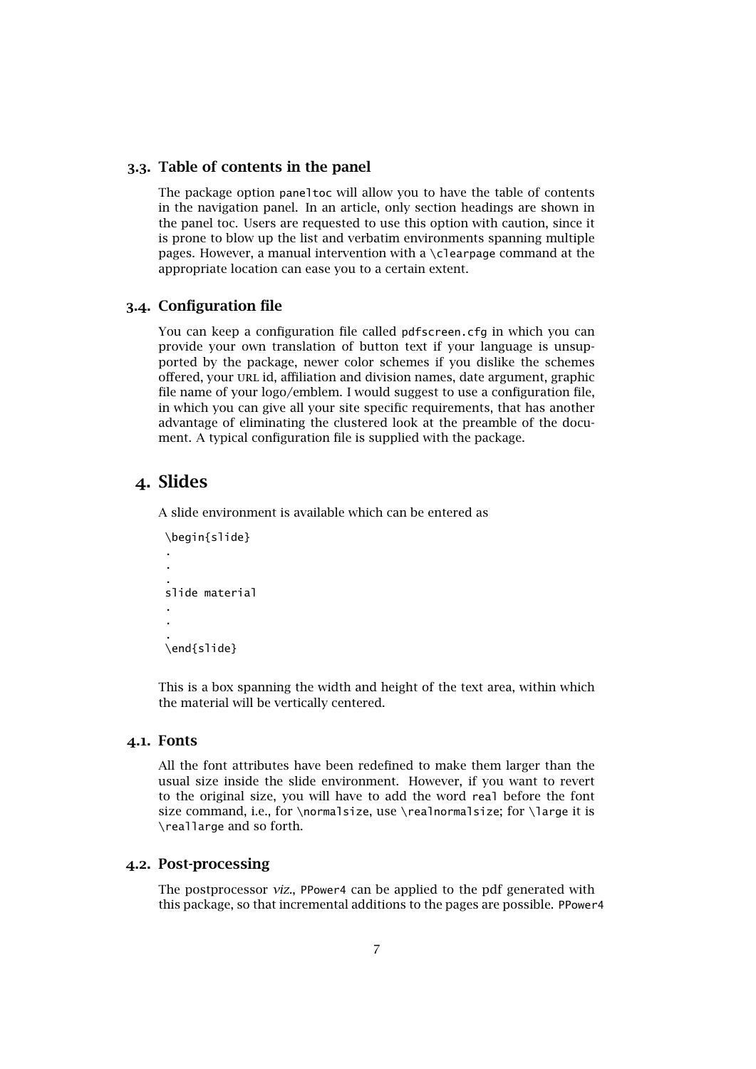### 3.3. Table of contents in the panel

The package option `paneltoc` will allow you to have the table of contents in the navigation panel. In an article, only section headings are shown in the panel toc. Users are requested to use this option with caution, since it is prone to blow up the list and verbatim environments spanning multiple pages. However, a manual intervention with a `\clearpage` command at the appropriate location can ease you to a certain extent.

### 3.4. Configuration file

You can keep a configuration file called `pdfscreen.cfg` in which you can provide your own translation of button text if your language is unsupported by the package, newer color schemes if you dislike the schemes offered, your URL id, affiliation and division names, date argument, graphic file name of your logo/emblem. I would suggest to use a configuration file, in which you can give all your site specific requirements, that has another advantage of eliminating the clustered look at the preamble of the document. A typical configuration file is supplied with the package.

## 4. Slides

A slide environment is available which can be entered as

```
\begin{slide}
.
.
.
slide material
.
.
.
\end{slide}
```

This is a box spanning the width and height of the text area, within which the material will be vertically centered.

### 4.1. Fonts

All the font attributes have been redefined to make them larger than the usual size inside the slide environment. However, if you want to revert to the original size, you will have to add the word `real` before the font size command, i.e., for `\normalsize`, use `\realnormalsize`; for `\large` it is `\reallarge` and so forth.

### 4.2. Post-processing

The postprocessor *viz.*, `PPower4` can be applied to the pdf generated with this package, so that incremental additions to the pages are possible. `PPower4`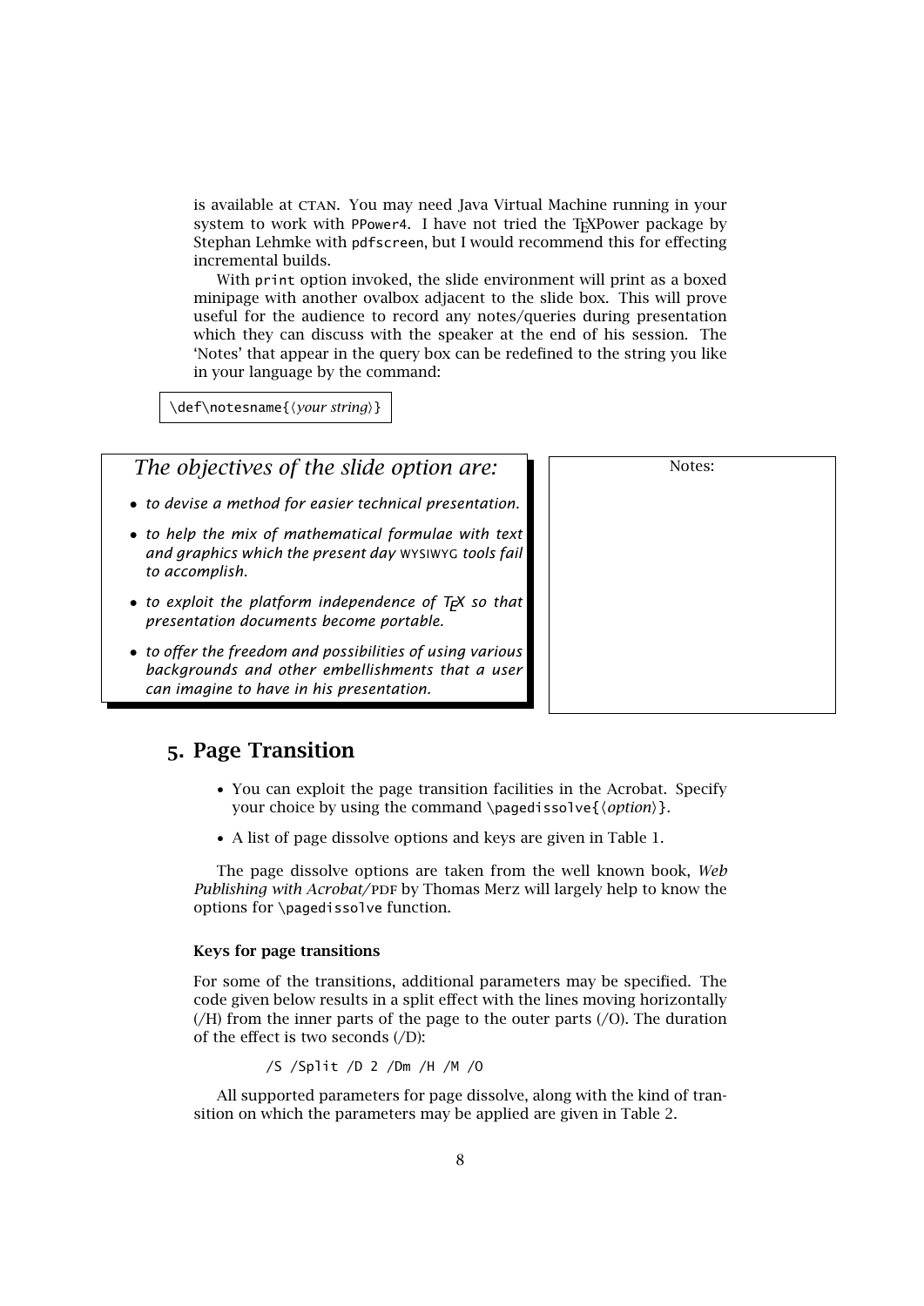is available at CTAN. You may need Java Virtual Machine running in your system to work with PPower4. I have not tried the TEXPower package by Stephan Lehmke with pdfscreen, but I would recommend this for effecting incremental builds.

With print option invoked, the slide environment will print as a boxed minipage with another ovalbox adjacent to the slide box. This will prove useful for the audience to record any notes/queries during presentation which they can discuss with the speaker at the end of his session. The 'Notes' that appear in the query box can be redefined to the string you like in your language by the command:

```
\def\notesname{⟨your string⟩}
```

*The objectives of the slide option are:*

- *to devise a method for easier technical presentation.*
- *to help the mix of mathematical formulae with text and graphics which the present day* WYSIWYG *tools fail to accomplish.*
- *to exploit the platform independence of TEX so that presentation documents become portable.*
- *to offer the freedom and possibilities of using various backgrounds and other embellishments that a user can imagine to have in his presentation.*

Notes:

## 5. Page Transition

- You can exploit the page transition facilities in the Acrobat. Specify your choice by using the command \pagedissolve{⟨*option*⟩}.
- A list of page dissolve options and keys are given in Table 1.

The page dissolve options are taken from the well known book, *Web Publishing with Acrobat/*PDF by Thomas Merz will largely help to know the options for \pagedissolve function.

### Keys for page transitions

For some of the transitions, additional parameters may be specified. The code given below results in a split effect with the lines moving horizontally (/H) from the inner parts of the page to the outer parts (/O). The duration of the effect is two seconds (/D):

```
/S /Split /D 2 /Dm /H /M /O
```

All supported parameters for page dissolve, along with the kind of transition on which the parameters may be applied are given in Table 2.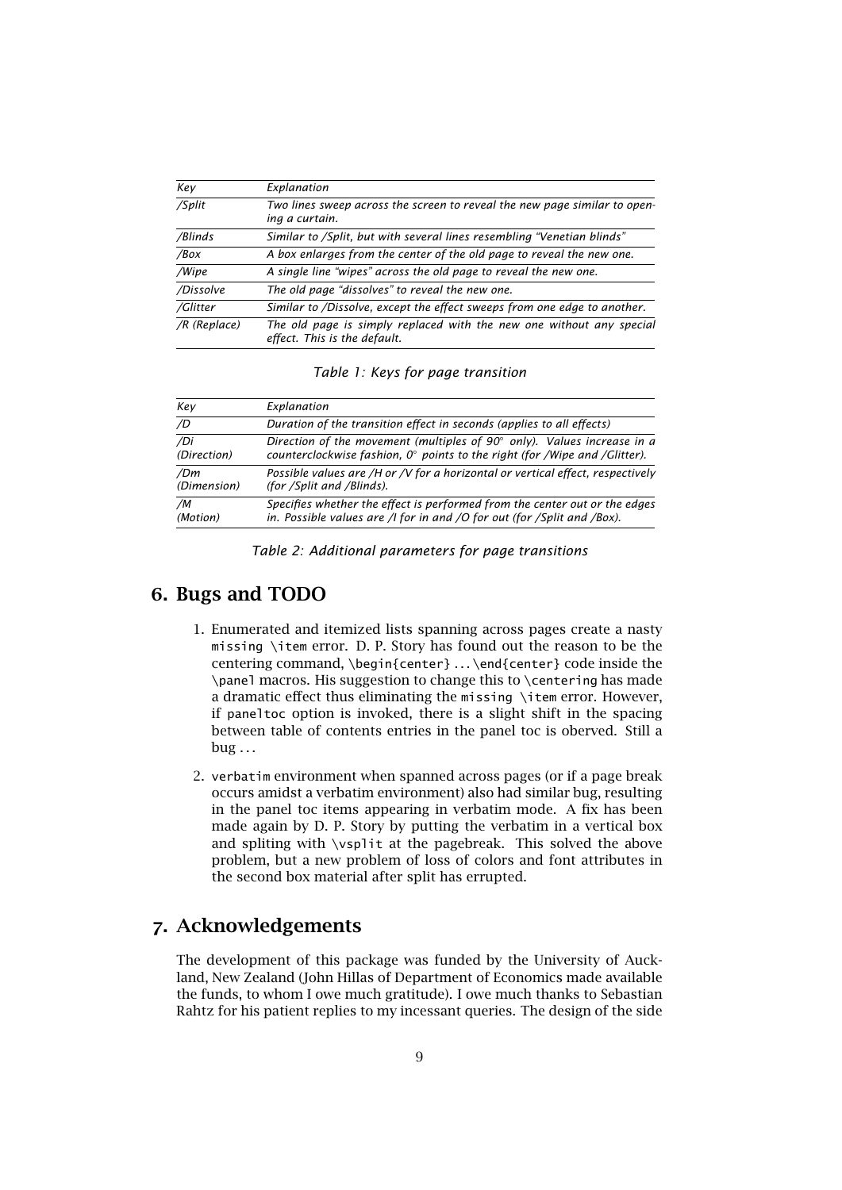| *Key* | *Explanation* |
|---|---|
| */Split* | *Two lines sweep across the screen to reveal the new page similar to opening a curtain.* |
| */Blinds* | *Similar to /Split, but with several lines resembling "Venetian blinds"* |
| */Box* | *A box enlarges from the center of the old page to reveal the new one.* |
| */Wipe* | *A single line "wipes" across the old page to reveal the new one.* |
| */Dissolve* | *The old page "dissolves" to reveal the new one.* |
| */Glitter* | *Similar to /Dissolve, except the effect sweeps from one edge to another.* |
| */R (Replace)* | *The old page is simply replaced with the new one without any special effect. This is the default.* |

*Table 1: Keys for page transition*

| *Key* | *Explanation* |
|---|---|
| */D* | *Duration of the transition effect in seconds (applies to all effects)* |
| */Di (Direction)* | *Direction of the movement (multiples of 90° only). Values increase in a counterclockwise fashion, 0° points to the right (for /Wipe and /Glitter).* |
| */Dm (Dimension)* | *Possible values are /H or /V for a horizontal or vertical effect, respectively (for /Split and /Blinds).* |
| */M (Motion)* | *Specifies whether the effect is performed from the center out or the edges in. Possible values are /I for in and /O for out (for /Split and /Box).* |

*Table 2: Additional parameters for page transitions*

## 6. Bugs and TODO

1. Enumerated and itemized lists spanning across pages create a nasty `missing \item` error. D. P. Story has found out the reason to be the centering command, `\begin{center}` ... `\end{center}` code inside the `\panel` macros. His suggestion to change this to `\centering` has made a dramatic effect thus eliminating the `missing \item` error. However, if `paneltoc` option is invoked, there is a slight shift in the spacing between table of contents entries in the panel toc is oberved. Still a bug ...

2. `verbatim` environment when spanned across pages (or if a page break occurs amidst a verbatim environment) also had similar bug, resulting in the panel toc items appearing in verbatim mode. A fix has been made again by D. P. Story by putting the verbatim in a vertical box and spliting with `\vsplit` at the pagebreak. This solved the above problem, but a new problem of loss of colors and font attributes in the second box material after split has errupted.

## 7. Acknowledgements

The development of this package was funded by the University of Auckland, New Zealand (John Hillas of Department of Economics made available the funds, to whom I owe much gratitude). I owe much thanks to Sebastian Rahtz for his patient replies to my incessant queries. The design of the side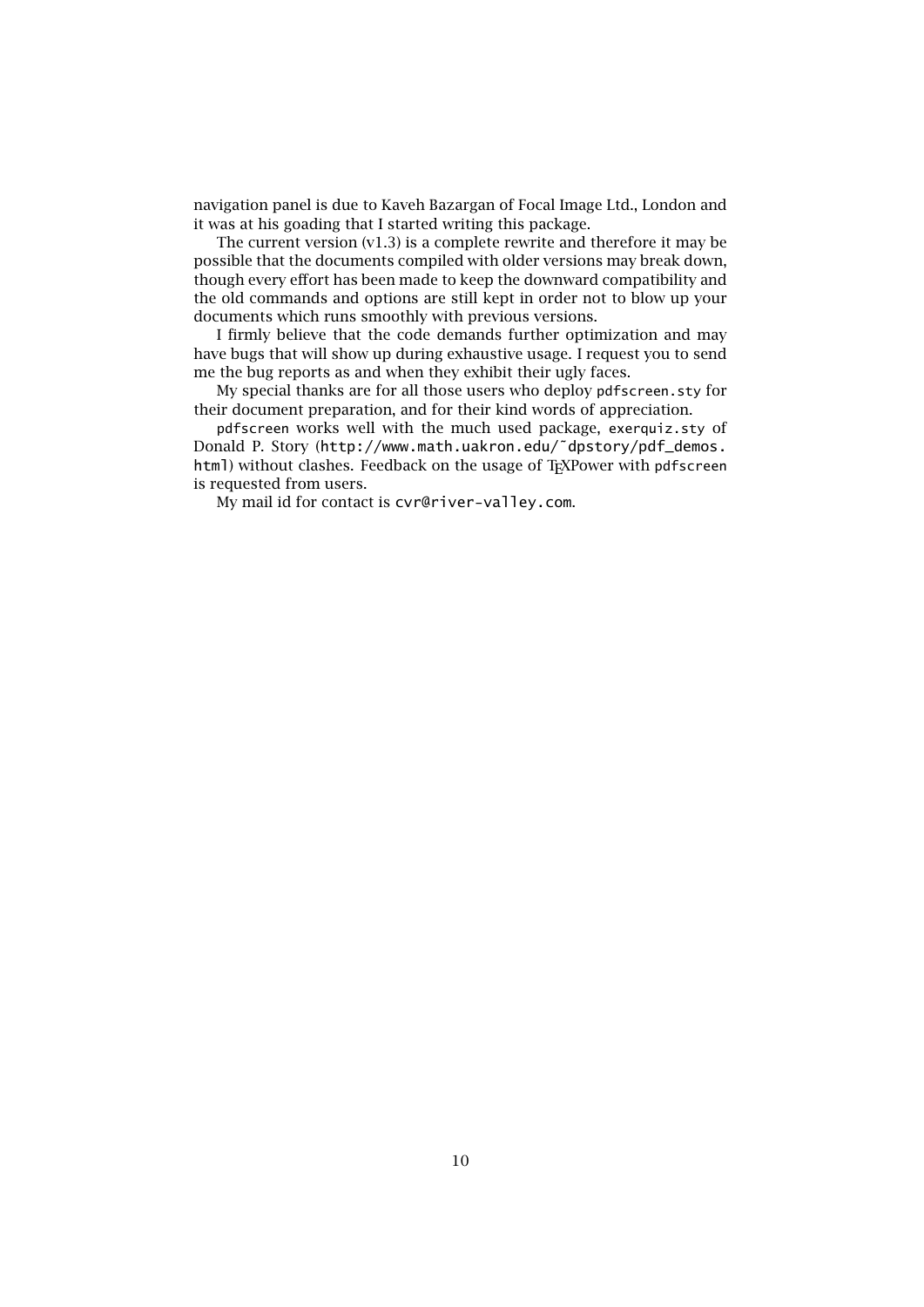navigation panel is due to Kaveh Bazargan of Focal Image Ltd., London and it was at his goading that I started writing this package.

The current version (v1.3) is a complete rewrite and therefore it may be possible that the documents compiled with older versions may break down, though every effort has been made to keep the downward compatibility and the old commands and options are still kept in order not to blow up your documents which runs smoothly with previous versions.

I firmly believe that the code demands further optimization and may have bugs that will show up during exhaustive usage. I request you to send me the bug reports as and when they exhibit their ugly faces.

My special thanks are for all those users who deploy `pdfscreen.sty` for their document preparation, and for their kind words of appreciation.

`pdfscreen` works well with the much used package, `exerquiz.sty` of Donald P. Story (`http://www.math.uakron.edu/~dpstory/pdf_demos.html`) without clashes. Feedback on the usage of TeXPower with `pdfscreen` is requested from users.

My mail id for contact is `cvr@river-valley.com`.